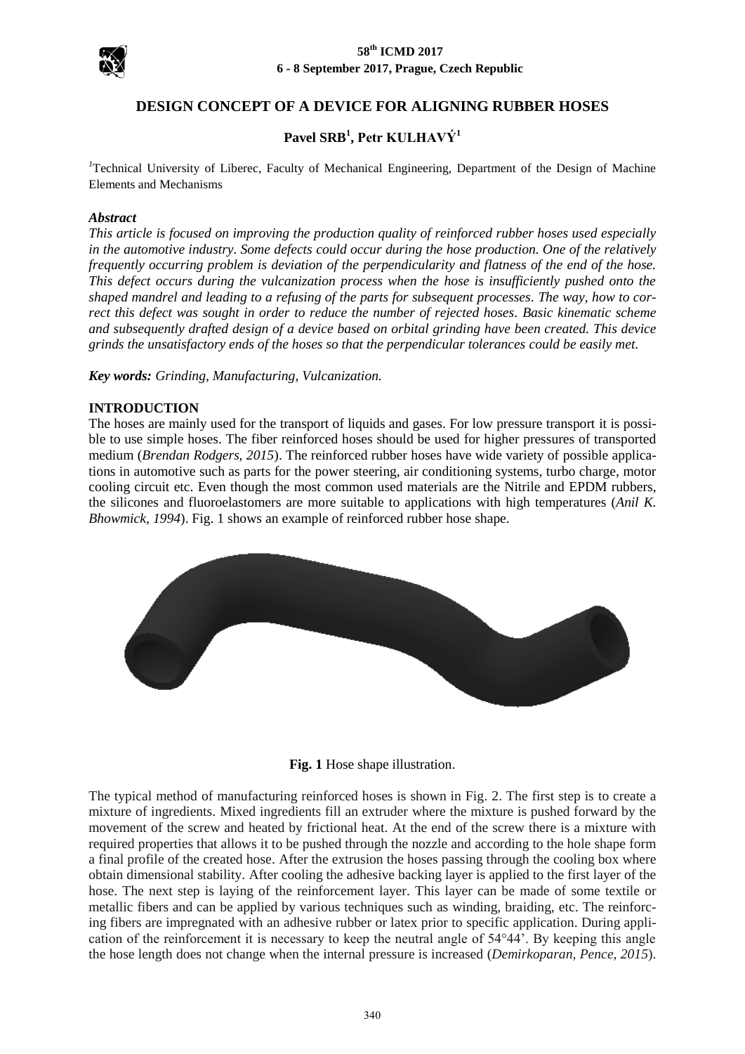# DESIGN CONCEPT OF A DEVICE FOR ALIGNING RUBBER HOSES

**Pavel SRB[1], Petr KULHAVÝ[1]**

[1]Technical University of Liberec, Faculty of Mechanical Engineering, Department of the Design of Machine Elements and Mechanisms

### *Abstract*

*This article is focused on improving the production quality of reinforced rubber hoses used especially in the automotive industry. Some defects could occur during the hose production. One of the relatively frequently occurring problem is deviation of the perpendicularity and flatness of the end of the hose. This defect occurs during the vulcanization process when the hose is insufficiently pushed onto the shaped mandrel and leading to a refusing of the parts for subsequent processes. The way, how to correct this defect was sought in order to reduce the number of rejected hoses. Basic kinematic scheme and subsequently drafted design of a device based on orbital grinding have been created. This device grinds the unsatisfactory ends of the hoses so that the perpendicular tolerances could be easily met.*

***Key words:*** *Grinding, Manufacturing, Vulcanization.*

## INTRODUCTION

The hoses are mainly used for the transport of liquids and gases. For low pressure transport it is possible to use simple hoses. The fiber reinforced hoses should be used for higher pressures of transported medium (*Brendan Rodgers, 2015*). The reinforced rubber hoses have wide variety of possible applications in automotive such as parts for the power steering, air conditioning systems, turbo charge, motor cooling circuit etc. Even though the most common used materials are the Nitrile and EPDM rubbers, the silicones and fluoroelastomers are more suitable to applications with high temperatures (*Anil K. Bhowmick, 1994*). Fig. 1 shows an example of reinforced rubber hose shape.

**Fig. 1** Hose shape illustration.

The typical method of manufacturing reinforced hoses is shown in Fig. 2. The first step is to create a mixture of ingredients. Mixed ingredients fill an extruder where the mixture is pushed forward by the movement of the screw and heated by frictional heat. At the end of the screw there is a mixture with required properties that allows it to be pushed through the nozzle and according to the hole shape form a final profile of the created hose. After the extrusion the hoses passing through the cooling box where obtain dimensional stability. After cooling the adhesive backing layer is applied to the first layer of the hose. The next step is laying of the reinforcement layer. This layer can be made of some textile or metallic fibers and can be applied by various techniques such as winding, braiding, etc. The reinforcing fibers are impregnated with an adhesive rubber or latex prior to specific application. During application of the reinforcement it is necessary to keep the neutral angle of 54°44'. By keeping this angle the hose length does not change when the internal pressure is increased (*Demirkoparan, Pence, 2015*).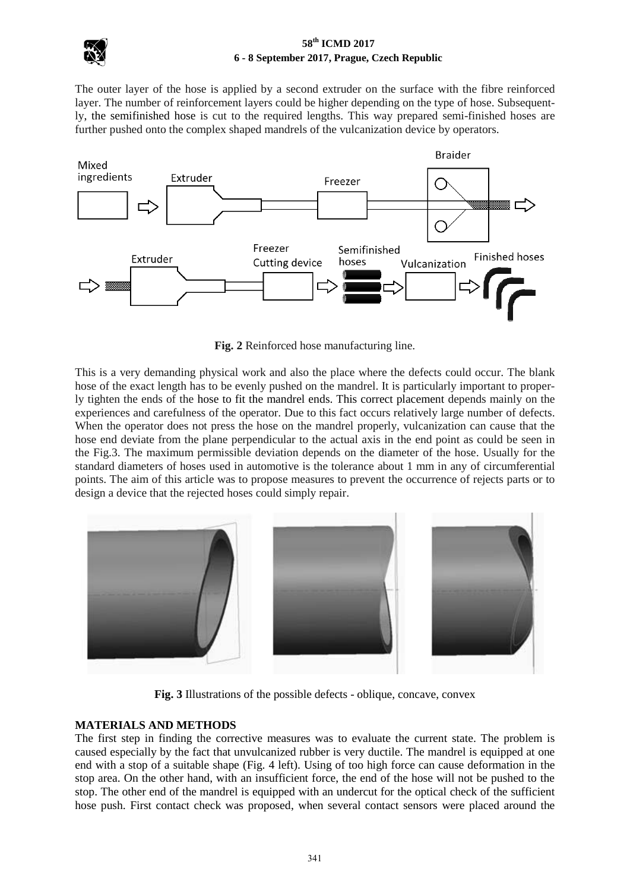The outer layer of the hose is applied by a second extruder on the surface with the fibre reinforced layer. The number of reinforcement layers could be higher depending on the type of hose. Subsequently, the semifinished hose is cut to the required lengths. This way prepared semi-finished hoses are further pushed onto the complex shaped mandrels of the vulcanization device by operators.

**Fig. 2** Reinforced hose manufacturing line.

This is a very demanding physical work and also the place where the defects could occur. The blank hose of the exact length has to be evenly pushed on the mandrel. It is particularly important to properly tighten the ends of the hose to fit the mandrel ends. This correct placement depends mainly on the experiences and carefulness of the operator. Due to this fact occurs relatively large number of defects. When the operator does not press the hose on the mandrel properly, vulcanization can cause that the hose end deviate from the plane perpendicular to the actual axis in the end point as could be seen in the Fig.3. The maximum permissible deviation depends on the diameter of the hose. Usually for the standard diameters of hoses used in automotive is the tolerance about 1 mm in any of circumferential points. The aim of this article was to propose measures to prevent the occurrence of rejects parts or to design a device that the rejected hoses could simply repair.

**Fig. 3** Illustrations of the possible defects - oblique, concave, convex

## MATERIALS AND METHODS

The first step in finding the corrective measures was to evaluate the current state. The problem is caused especially by the fact that unvulcanized rubber is very ductile. The mandrel is equipped at one end with a stop of a suitable shape (Fig. 4 left). Using of too high force can cause deformation in the stop area. On the other hand, with an insufficient force, the end of the hose will not be pushed to the stop. The other end of the mandrel is equipped with an undercut for the optical check of the sufficient hose push. First contact check was proposed, when several contact sensors were placed around the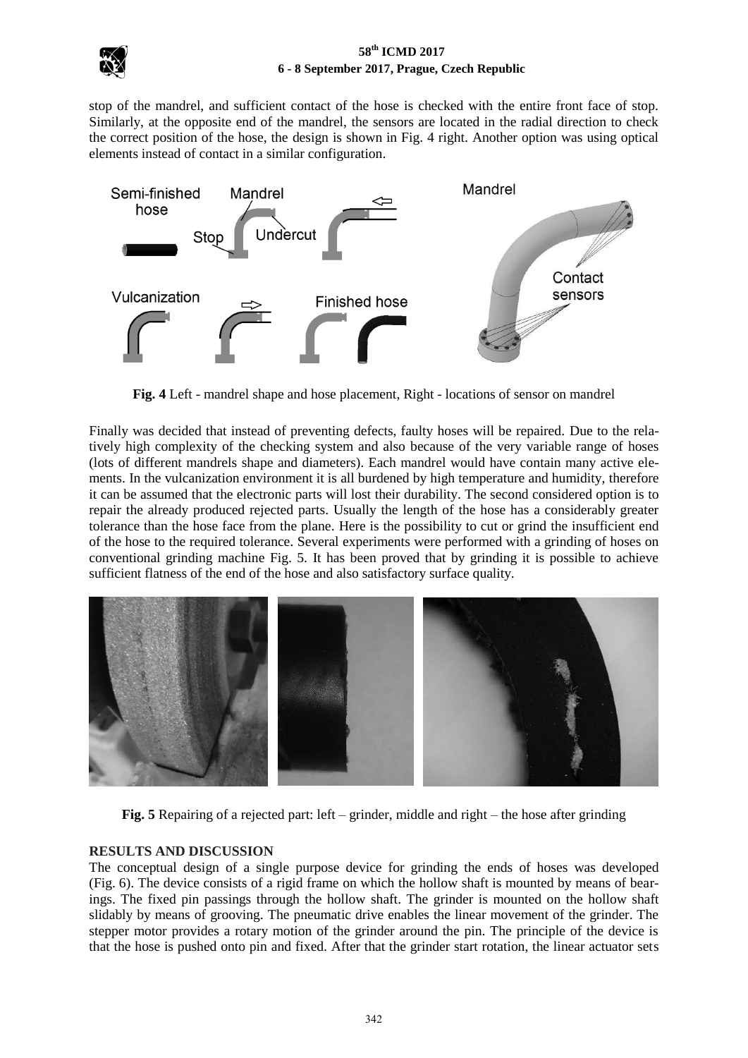stop of the mandrel, and sufficient contact of the hose is checked with the entire front face of stop. Similarly, at the opposite end of the mandrel, the sensors are located in the radial direction to check the correct position of the hose, the design is shown in Fig. 4 right. Another option was using optical elements instead of contact in a similar configuration.

**Fig. 4** Left - mandrel shape and hose placement, Right - locations of sensor on mandrel

Finally was decided that instead of preventing defects, faulty hoses will be repaired. Due to the relatively high complexity of the checking system and also because of the very variable range of hoses (lots of different mandrels shape and diameters). Each mandrel would have contain many active elements. In the vulcanization environment it is all burdened by high temperature and humidity, therefore it can be assumed that the electronic parts will lost their durability. The second considered option is to repair the already produced rejected parts. Usually the length of the hose has a considerably greater tolerance than the hose face from the plane. Here is the possibility to cut or grind the insufficient end of the hose to the required tolerance. Several experiments were performed with a grinding of hoses on conventional grinding machine Fig. 5. It has been proved that by grinding it is possible to achieve sufficient flatness of the end of the hose and also satisfactory surface quality.

**Fig. 5** Repairing of a rejected part: left – grinder, middle and right – the hose after grinding

## RESULTS AND DISCUSSION

The conceptual design of a single purpose device for grinding the ends of hoses was developed (Fig. 6). The device consists of a rigid frame on which the hollow shaft is mounted by means of bearings. The fixed pin passings through the hollow shaft. The grinder is mounted on the hollow shaft slidably by means of grooving. The pneumatic drive enables the linear movement of the grinder. The stepper motor provides a rotary motion of the grinder around the pin. The principle of the device is that the hose is pushed onto pin and fixed. After that the grinder start rotation, the linear actuator sets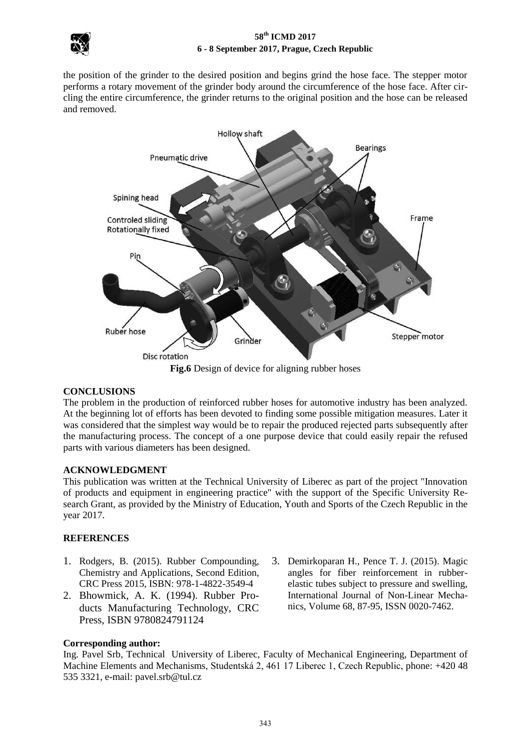the position of the grinder to the desired position and begins grind the hose face. The stepper motor performs a rotary movement of the grinder body around the circumference of the hose face. After circling the entire circumference, the grinder returns to the original position and the hose can be released and removed.

Hollow shaft
Bearings
Pneumatic drive
Spining head
Controled sliding
Rotationally fixed
Frame
Pin
Ruber hose
Grinder
Stepper motor
Disc rotation

**Fig.6** Design of device for aligning rubber hoses

## CONCLUSIONS

The problem in the production of reinforced rubber hoses for automotive industry has been analyzed. At the beginning lot of efforts has been devoted to finding some possible mitigation measures. Later it was considered that the simplest way would be to repair the produced rejected parts subsequently after the manufacturing process. The concept of a one purpose device that could easily repair the refused parts with various diameters has been designed.

## ACKNOWLEDGMENT

This publication was written at the Technical University of Liberec as part of the project "Innovation of products and equipment in engineering practice" with the support of the Specific University Research Grant, as provided by the Ministry of Education, Youth and Sports of the Czech Republic in the year 2017.

## REFERENCES

1. Rodgers, B. (2015). Rubber Compounding, Chemistry and Applications, Second Edition, CRC Press 2015, ISBN: 978-1-4822-3549-4
2. Bhowmick, A. K. (1994). Rubber Products Manufacturing Technology, CRC Press, ISBN 9780824791124
3. Demirkoparan H., Pence T. J. (2015). Magic angles for fiber reinforcement in rubber-elastic tubes subject to pressure and swelling, International Journal of Non-Linear Mechanics, Volume 68, 87-95, ISSN 0020-7462.

**Corresponding author:**

Ing. Pavel Srb, Technical University of Liberec, Faculty of Mechanical Engineering, Department of Machine Elements and Mechanisms, Studentská 2, 461 17 Liberec 1, Czech Republic, phone: +420 48 535 3321, e-mail: pavel.srb@tul.cz